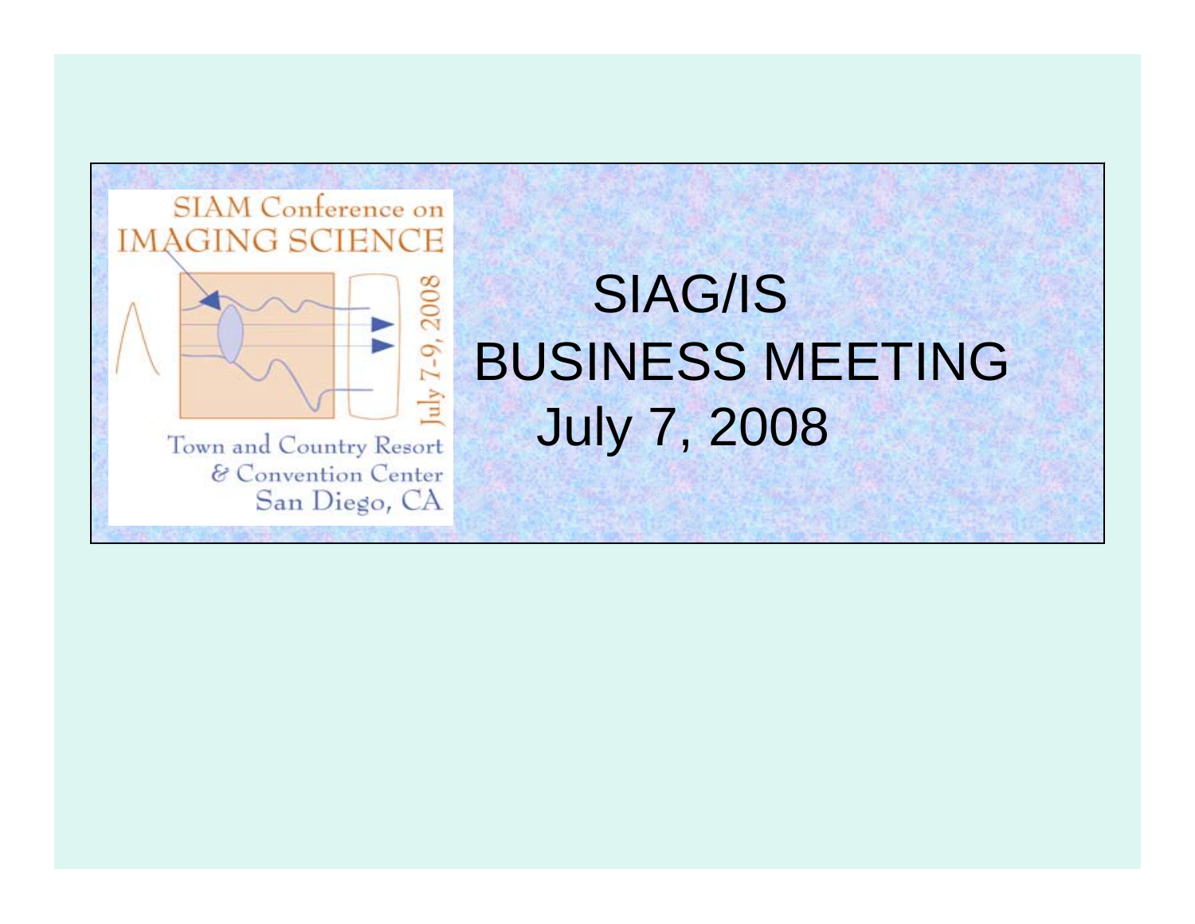SIAM Conference on IMAGING SCIENCE

July 7-9, 2008

Town and Country Resort & Convention Center San Diego, CA

# SIAG/IS BUSINESS MEETING

July 7, 2008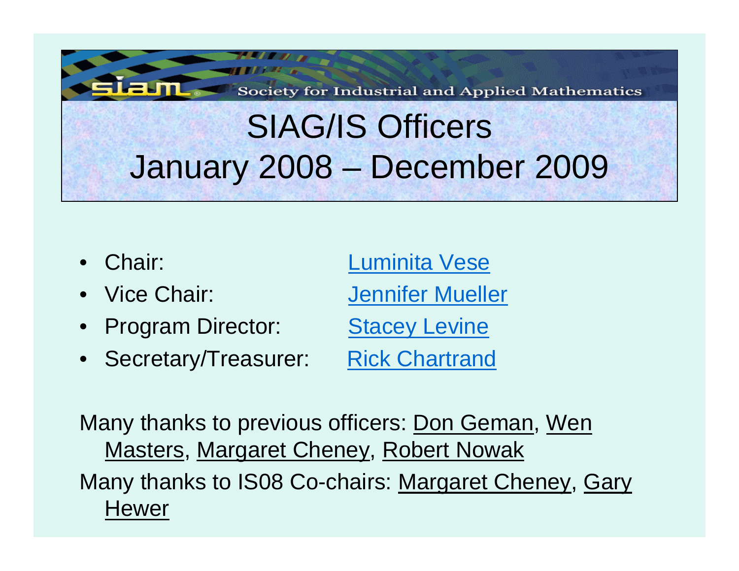Society for Industrial and Applied Mathematics

# SIAG/IS Officers
# January 2008 – December 2009

- Chair: Luminita Vese
- Vice Chair: Jennifer Mueller
- Program Director: Stacey Levine
- Secretary/Treasurer: Rick Chartrand

Many thanks to previous officers: Don Geman, Wen Masters, Margaret Cheney, Robert Nowak

Many thanks to IS08 Co-chairs: Margaret Cheney, Gary Hewer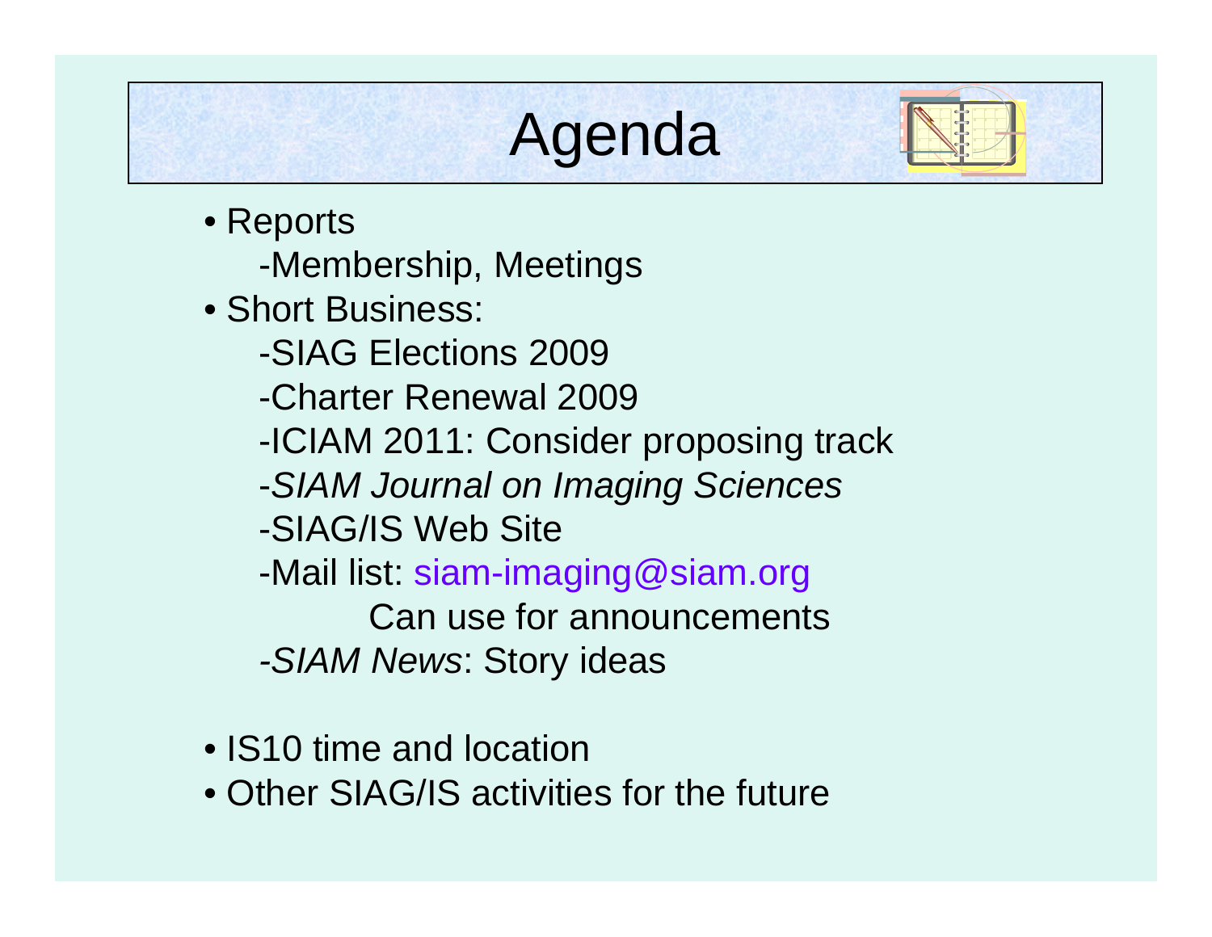# Agenda

- Reports
  - -Membership, Meetings
- Short Business:
  - -SIAG Elections 2009
  - -Charter Renewal 2009
  - -ICIAM 2011: Consider proposing track
  - -*SIAM Journal on Imaging Sciences*
  - -SIAG/IS Web Site
  - -Mail list: siam-imaging@siam.org
    - Can use for announcements
  - -*SIAM News*: Story ideas

- IS10 time and location
- Other SIAG/IS activities for the future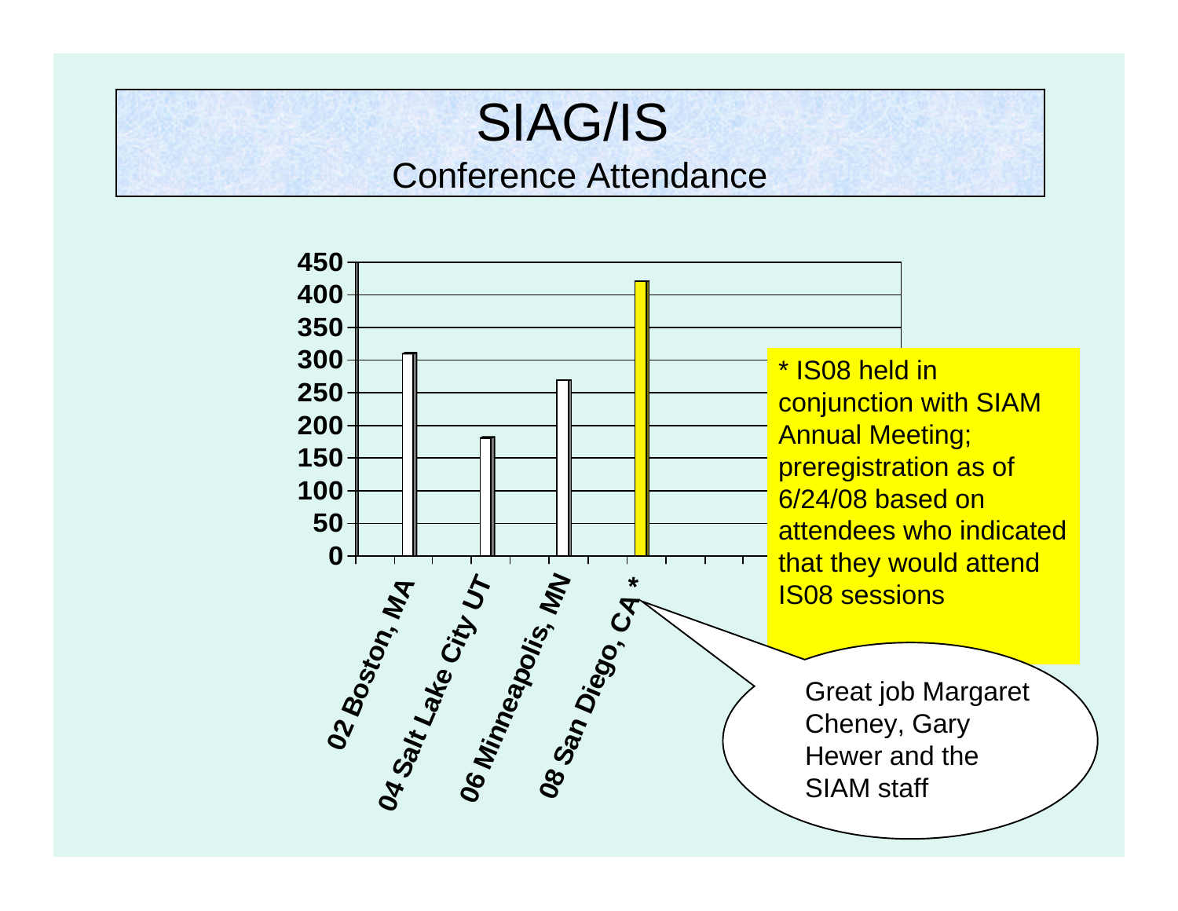# SIAG/IS

## Conference Attendance

| Conference | Attendance |
|---|---|
| 02 Boston, MA | 310 |
| 04 Salt Lake City UT | 180 |
| 06 Minneapolis, MN | 270 |
| 08 San Diego, CA * | 420 |

* IS08 held in conjunction with SIAM Annual Meeting; preregistration as of 6/24/08 based on attendees who indicated that they would attend IS08 sessions

Great job Margaret Cheney, Gary Hewer and the SIAM staff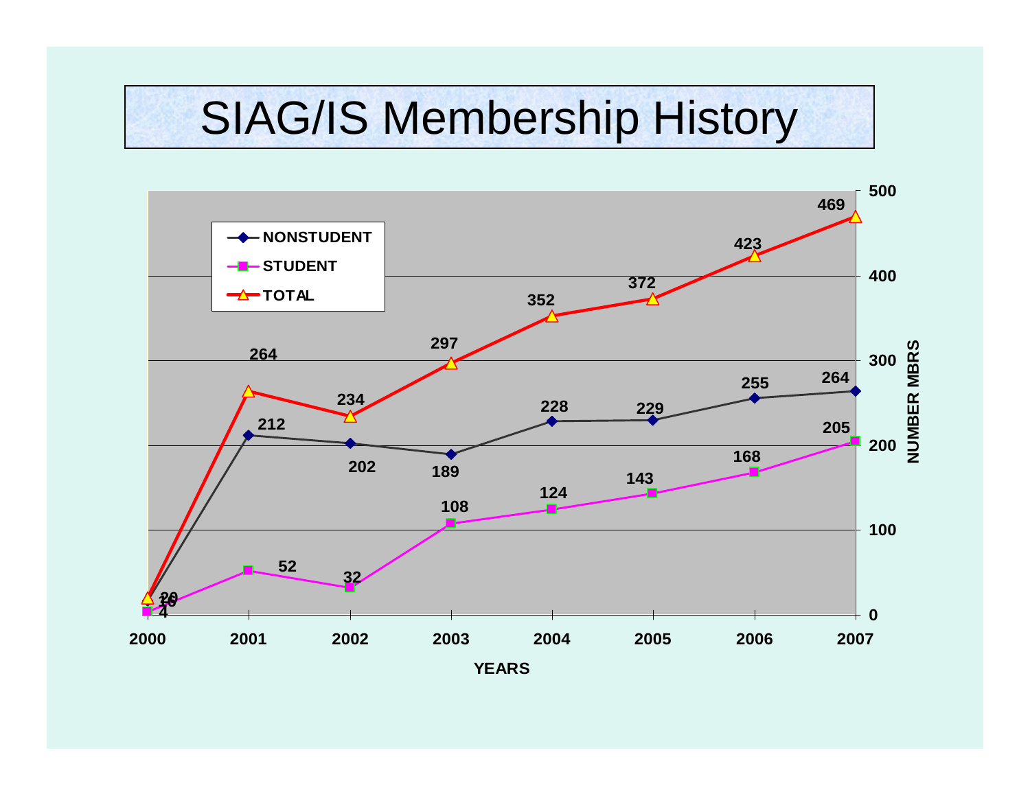# SIAG/IS Membership History

| YEARS | NONSTUDENT | STUDENT | TOTAL |
|---|---|---|---|
| 2000 | 16 | 4 | 20 |
| 2001 | 212 | 52 | 264 |
| 2002 | 202 | 32 | 234 |
| 2003 | 189 | 108 | 297 |
| 2004 | 228 | 124 | 352 |
| 2005 | 229 | 143 | 372 |
| 2006 | 255 | 168 | 423 |
| 2007 | 264 | 205 | 469 |

NUMBER MBRS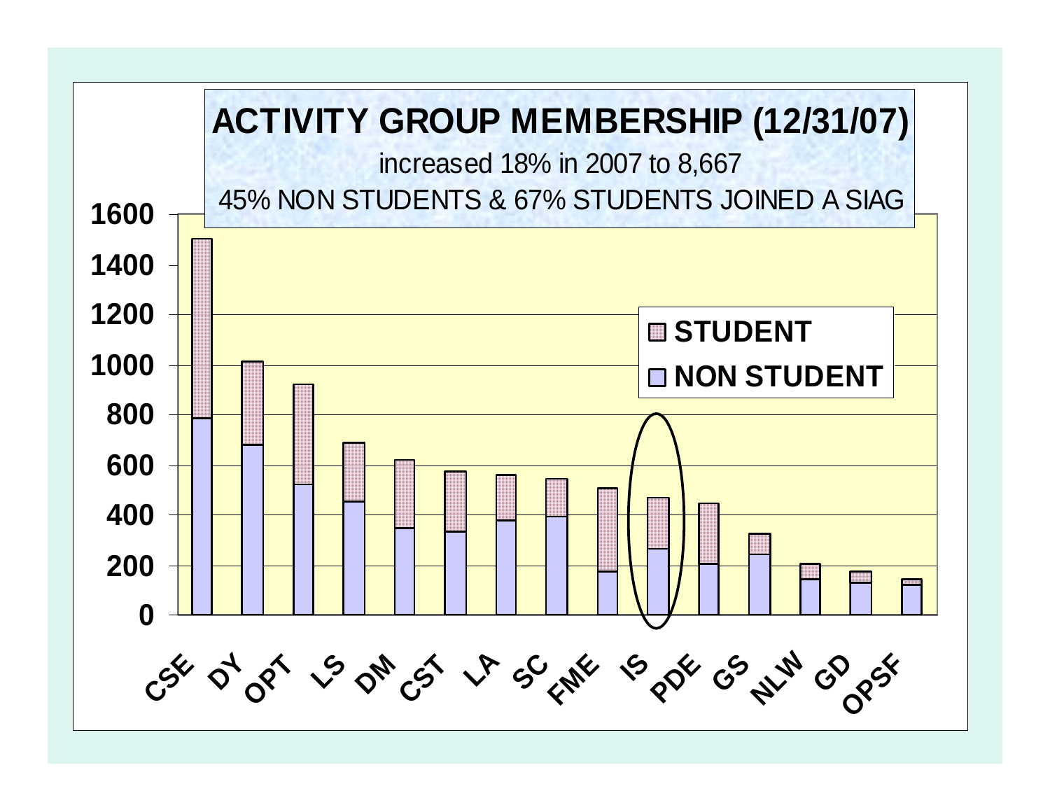# ACTIVITY GROUP MEMBERSHIP (12/31/07)

increased 18% in 2007 to 8,667

45% NON STUDENTS & 67% STUDENTS JOINED A SIAG

| Group | NON STUDENT | STUDENT |
|---|---|---|
| CSE | | |
| DY | | |
| OPT | | |
| LS | | |
| DM | | |
| CST | | |
| LA | | |
| SC | | |
| FME | | |
| IS | | |
| PDE | | |
| GS | | |
| NLW | | |
| GD | | |
| OPSF | | |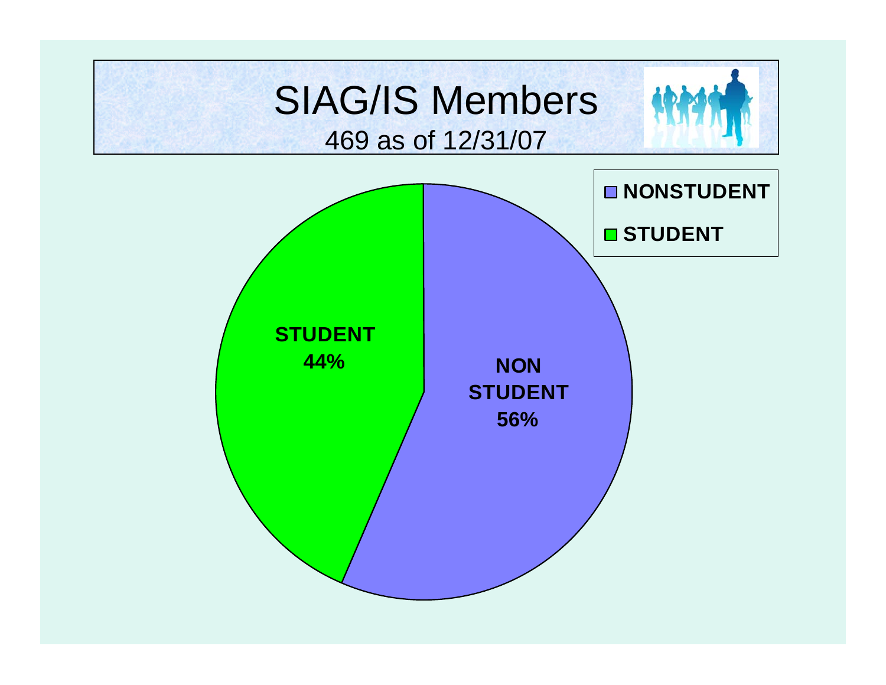# SIAG/IS Members

469 as of 12/31/07

- NONSTUDENT
- STUDENT

STUDENT 44%

NON STUDENT 56%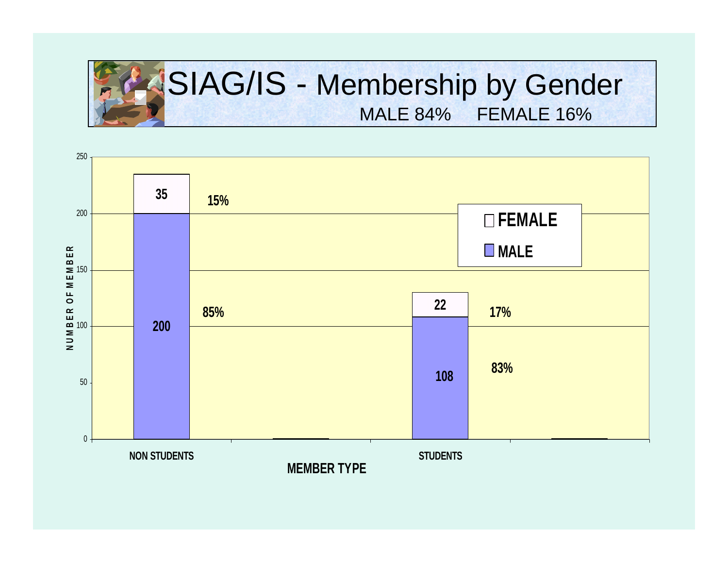# SIAG/IS - Membership by Gender

MALE 84% FEMALE 16%

| MEMBER TYPE | MALE | FEMALE |
| --- | --- | --- |
| NON STUDENTS | 200 (85%) | 35 (15%) |
| STUDENTS | 108 (83%) | 22 (17%) |

NUMBER OF MEMBER

MEMBER TYPE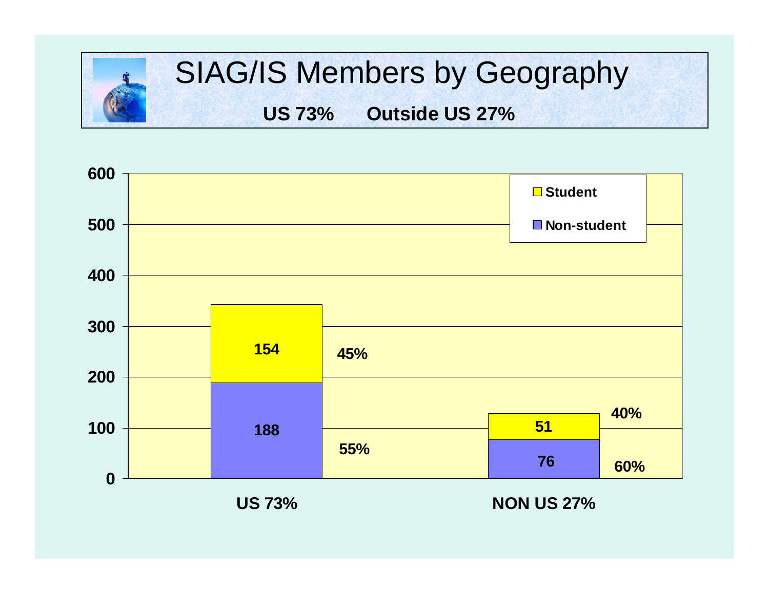# SIAG/IS Members by Geography

**US 73%     Outside US 27%**

| | Non-student | Student |
|---|---|---|
| US 73% | 188 (55%) | 154 (45%) |
| NON US 27% | 76 (60%) | 51 (40%) |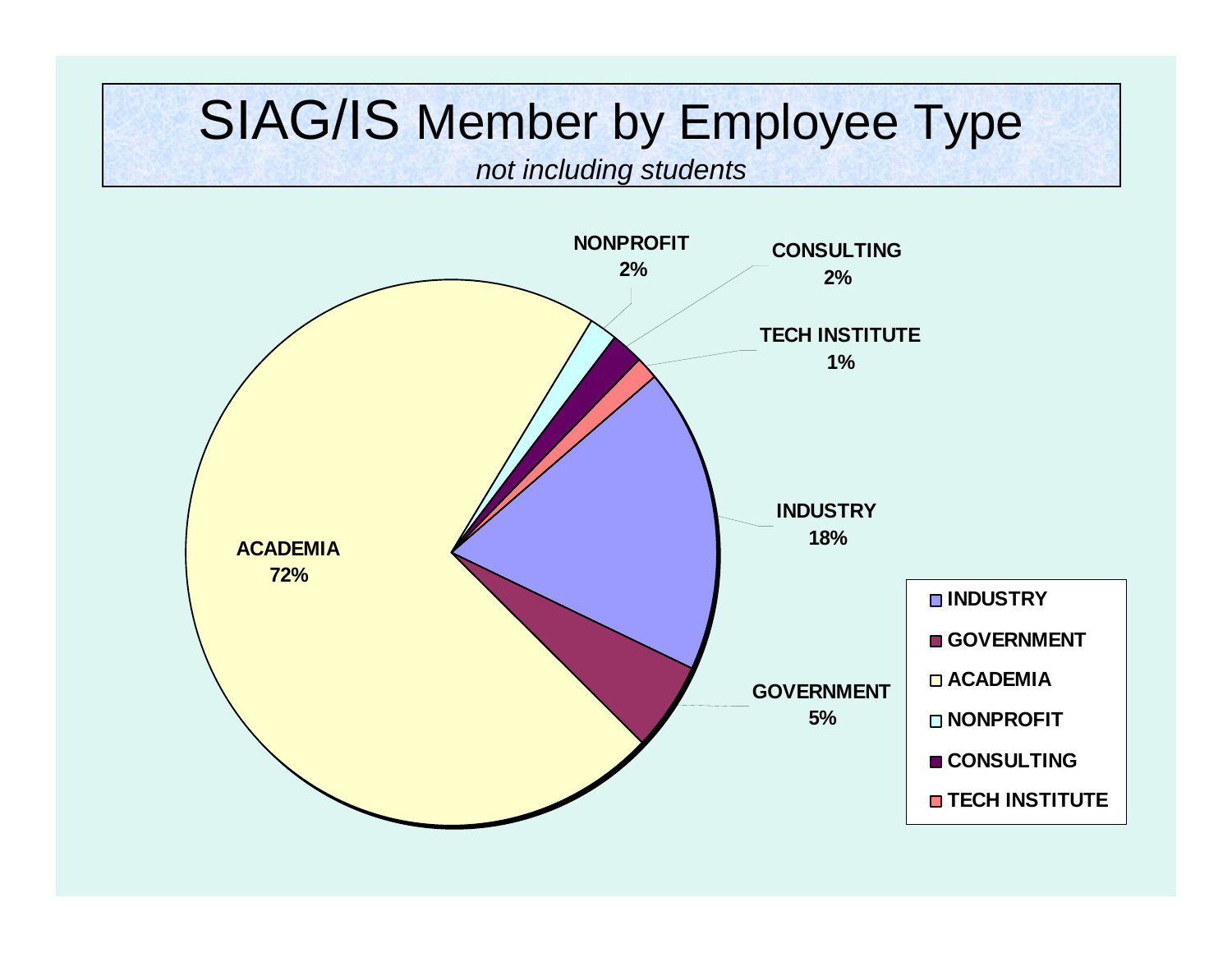# SIAG/IS Member by Employee Type

*not including students*

| Employee Type | Percentage |
| --- | --- |
| ACADEMIA | 72% |
| INDUSTRY | 18% |
| GOVERNMENT | 5% |
| NONPROFIT | 2% |
| CONSULTING | 2% |
| TECH INSTITUTE | 1% |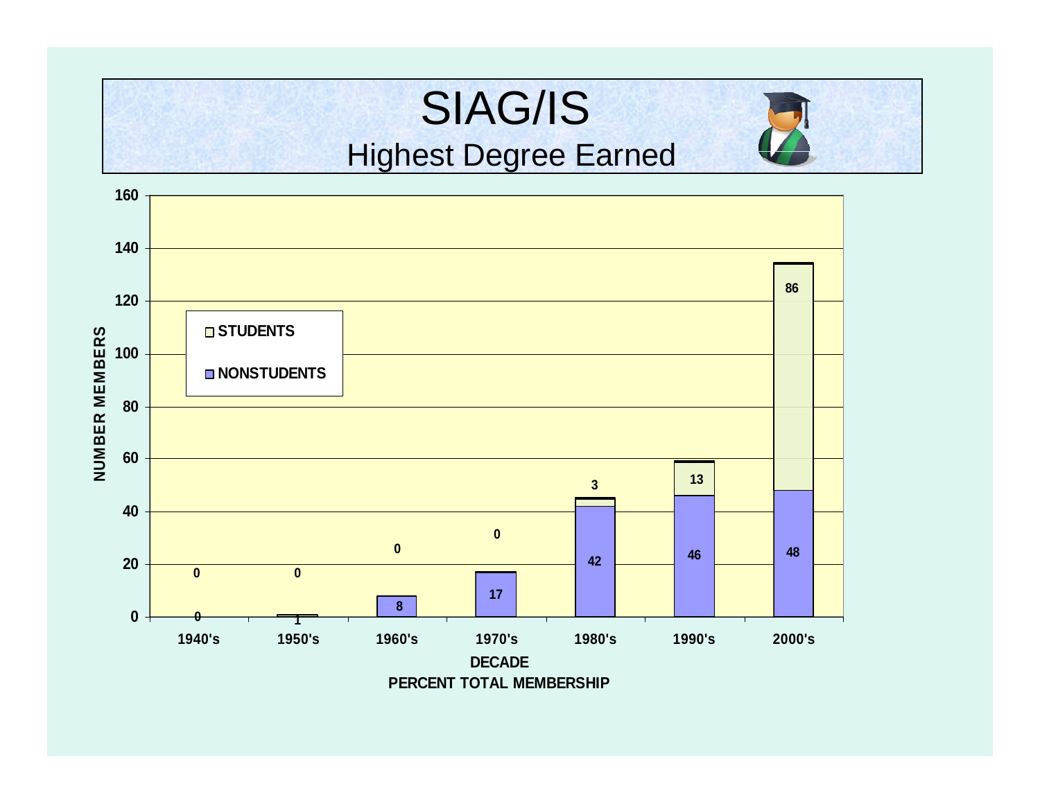# SIAG/IS

## Highest Degree Earned

| DECADE | NONSTUDENTS | STUDENTS |
| --- | --- | --- |
| 1940's | 0 | 0 |
| 1950's | 1 | 0 |
| 1960's | 8 | 0 |
| 1970's | 17 | 0 |
| 1980's | 42 | 3 |
| 1990's | 46 | 13 |
| 2000's | 48 | 86 |

NUMBER MEMBERS

DECADE

PERCENT TOTAL MEMBERSHIP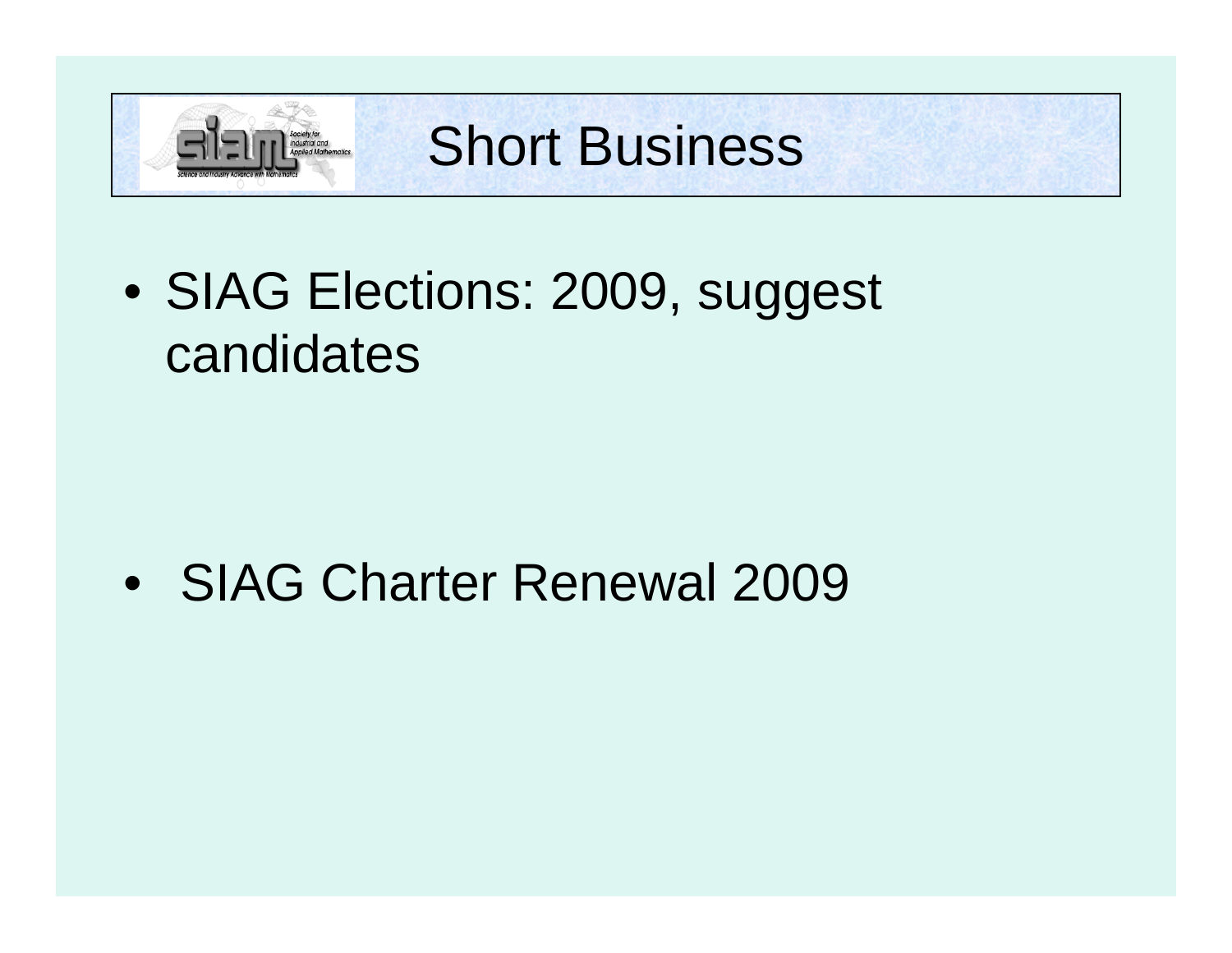# Short Business

- SIAG Elections: 2009, suggest candidates

- SIAG Charter Renewal 2009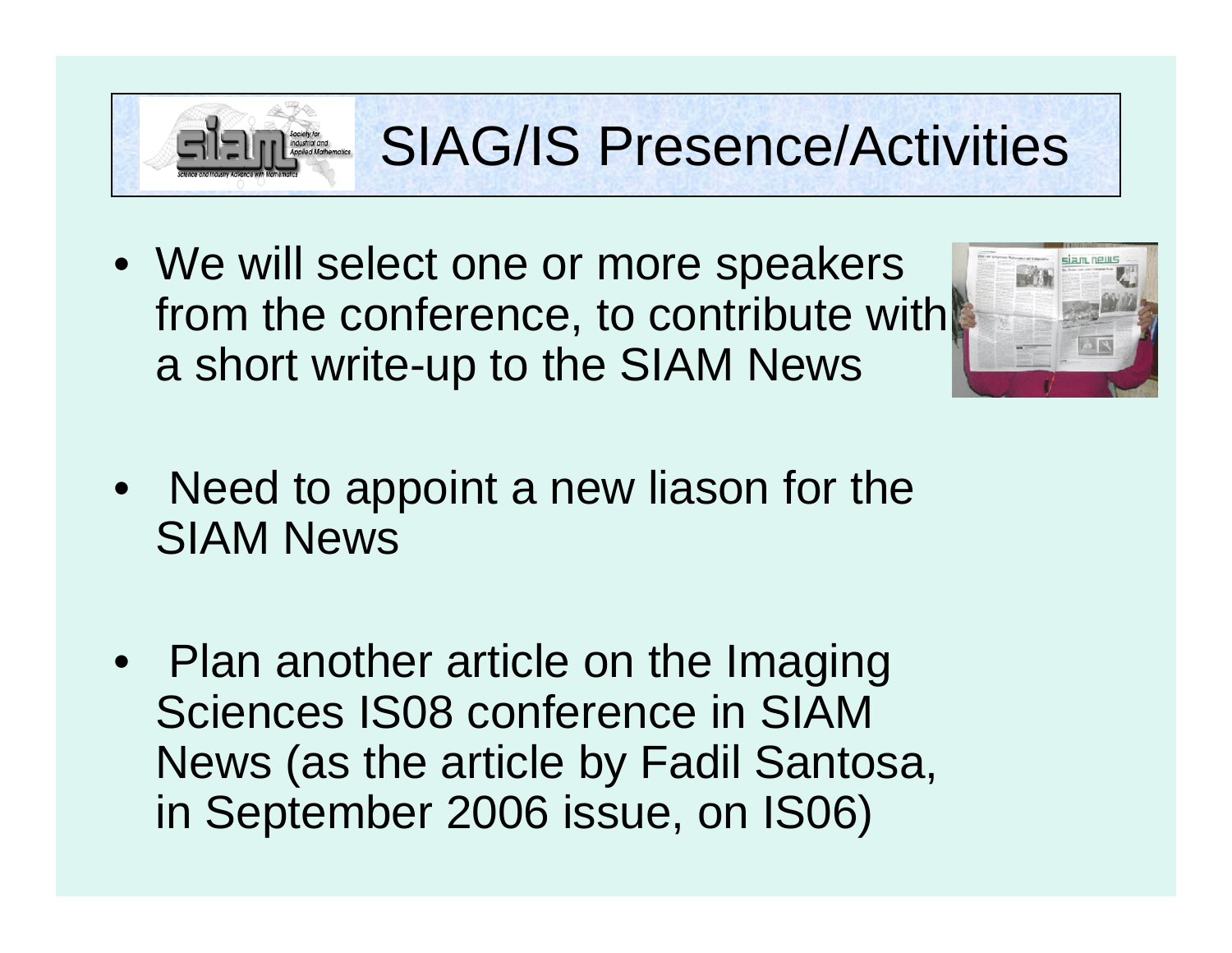# SIAG/IS Presence/Activities

- We will select one or more speakers from the conference, to contribute with a short write-up to the SIAM News

- Need to appoint a new liason for the SIAM News

- Plan another article on the Imaging Sciences IS08 conference in SIAM News (as the article by Fadil Santosa, in September 2006 issue, on IS06)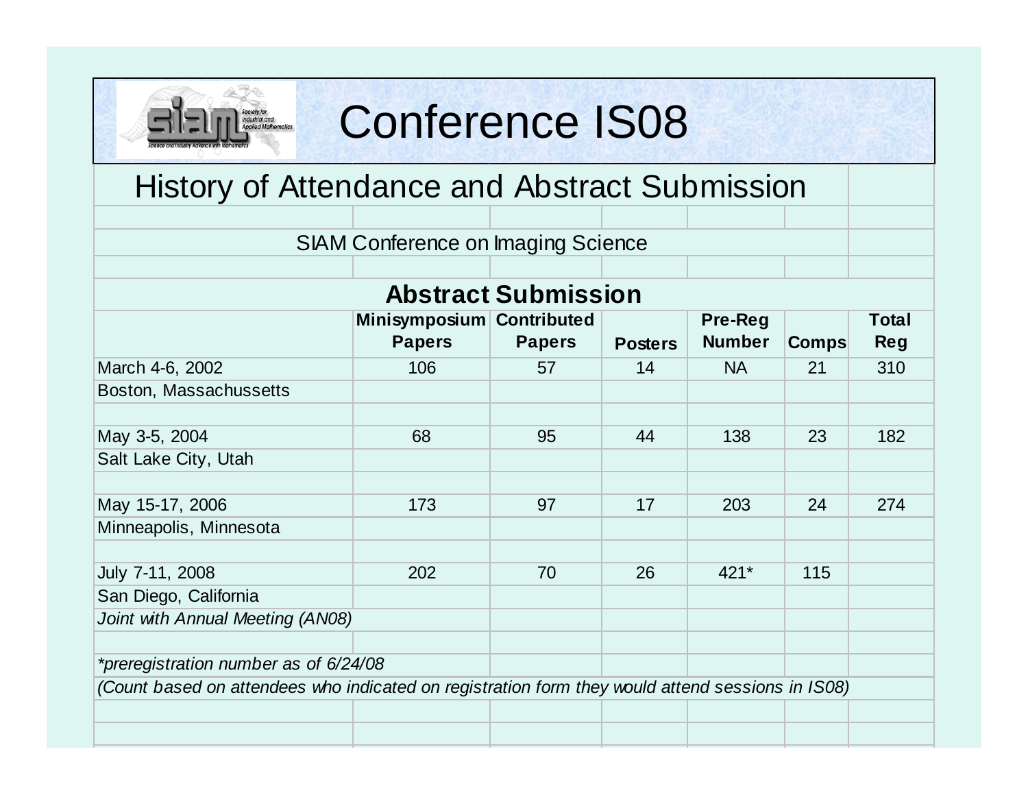# Conference IS08

## History of Attendance and Abstract Submission

SIAM Conference on Imaging Science

### Abstract Submission

| | Minisymposium Papers | Contributed Papers | Posters | Pre-Reg Number | Comps | Total Reg |
|---|---|---|---|---|---|---|
| March 4-6, 2002 | 106 | 57 | 14 | NA | 21 | 310 |
| Boston, Massachussetts | | | | | | |
| | | | | | | |
| May 3-5, 2004 | 68 | 95 | 44 | 138 | 23 | 182 |
| Salt Lake City, Utah | | | | | | |
| | | | | | | |
| May 15-17, 2006 | 173 | 97 | 17 | 203 | 24 | 274 |
| Minneapolis, Minnesota | | | | | | |
| | | | | | | |
| July 7-11, 2008 | 202 | 70 | 26 | 421* | 115 | |
| San Diego, California | | | | | | |
| *Joint with Annual Meeting (AN08)* | | | | | | |

*\*preregistration number as of 6/24/08*

*(Count based on attendees who indicated on registration form they would attend sessions in IS08)*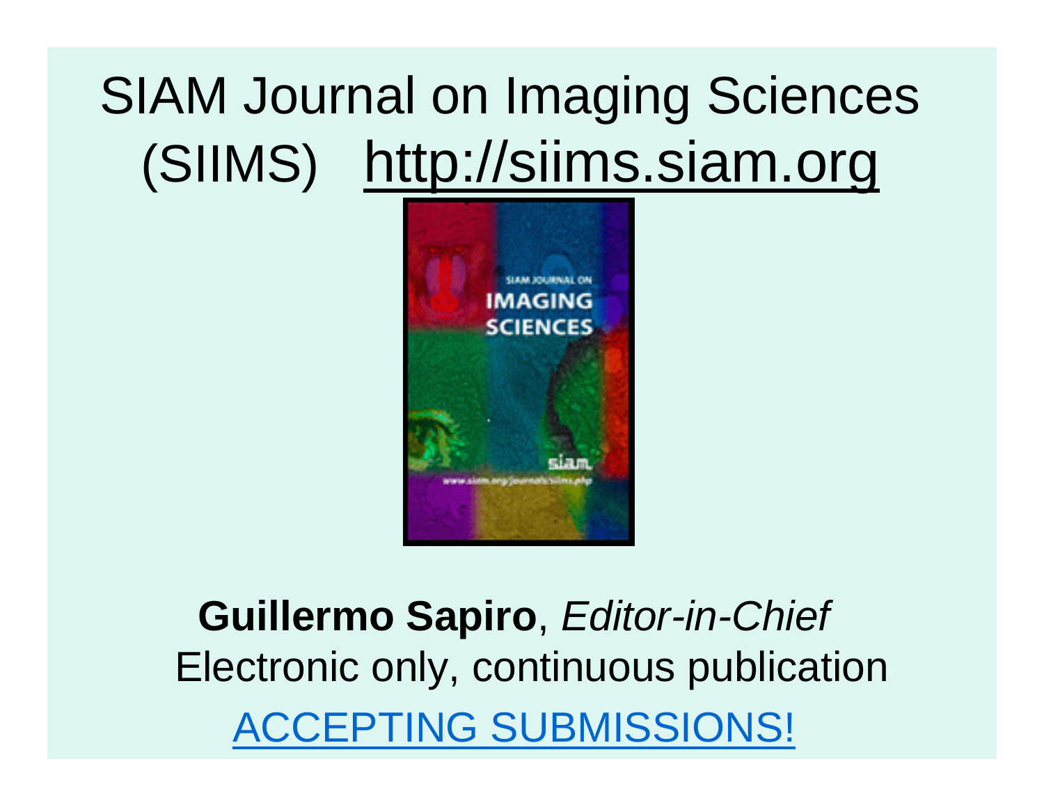# SIAM Journal on Imaging Sciences (SIIMS) http://siims.siam.org

**Guillermo Sapiro**, *Editor-in-Chief*

Electronic only, continuous publication

ACCEPTING SUBMISSIONS!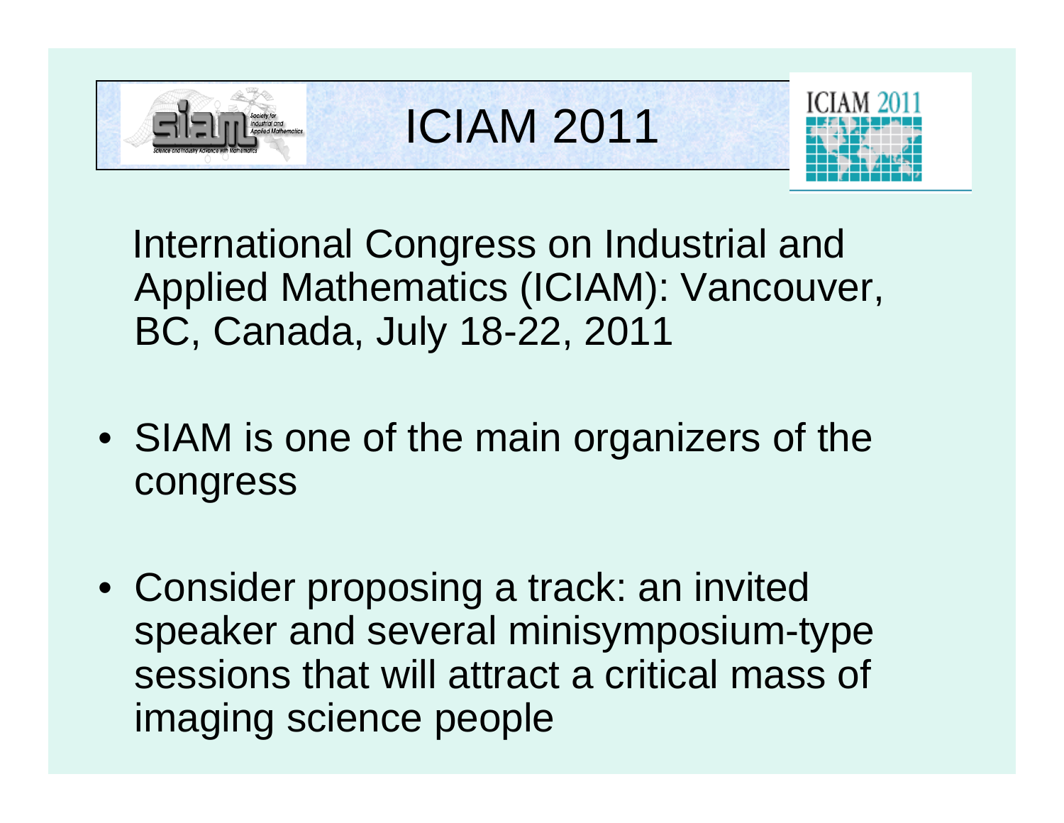# ICIAM 2011

International Congress on Industrial and Applied Mathematics (ICIAM): Vancouver, BC, Canada, July 18-22, 2011

- SIAM is one of the main organizers of the congress
- Consider proposing a track: an invited speaker and several minisymposium-type sessions that will attract a critical mass of imaging science people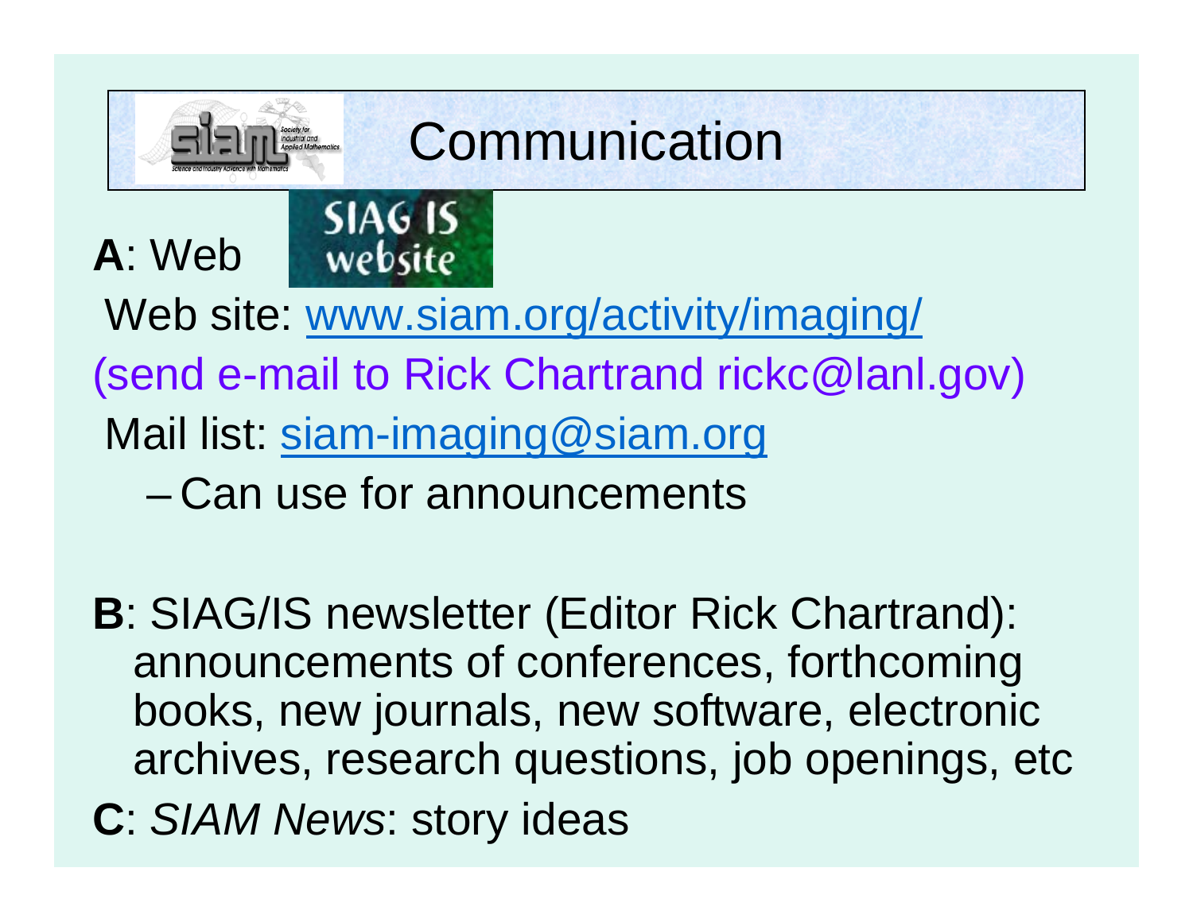# Communication

**A**: Web

SIAG IS website

Web site: www.siam.org/activity/imaging/

(send e-mail to Rick Chartrand rickc@lanl.gov)

Mail list: siam-imaging@siam.org

- Can use for announcements

**B**: SIAG/IS newsletter (Editor Rick Chartrand): announcements of conferences, forthcoming books, new journals, new software, electronic archives, research questions, job openings, etc

**C**: *SIAM News*: story ideas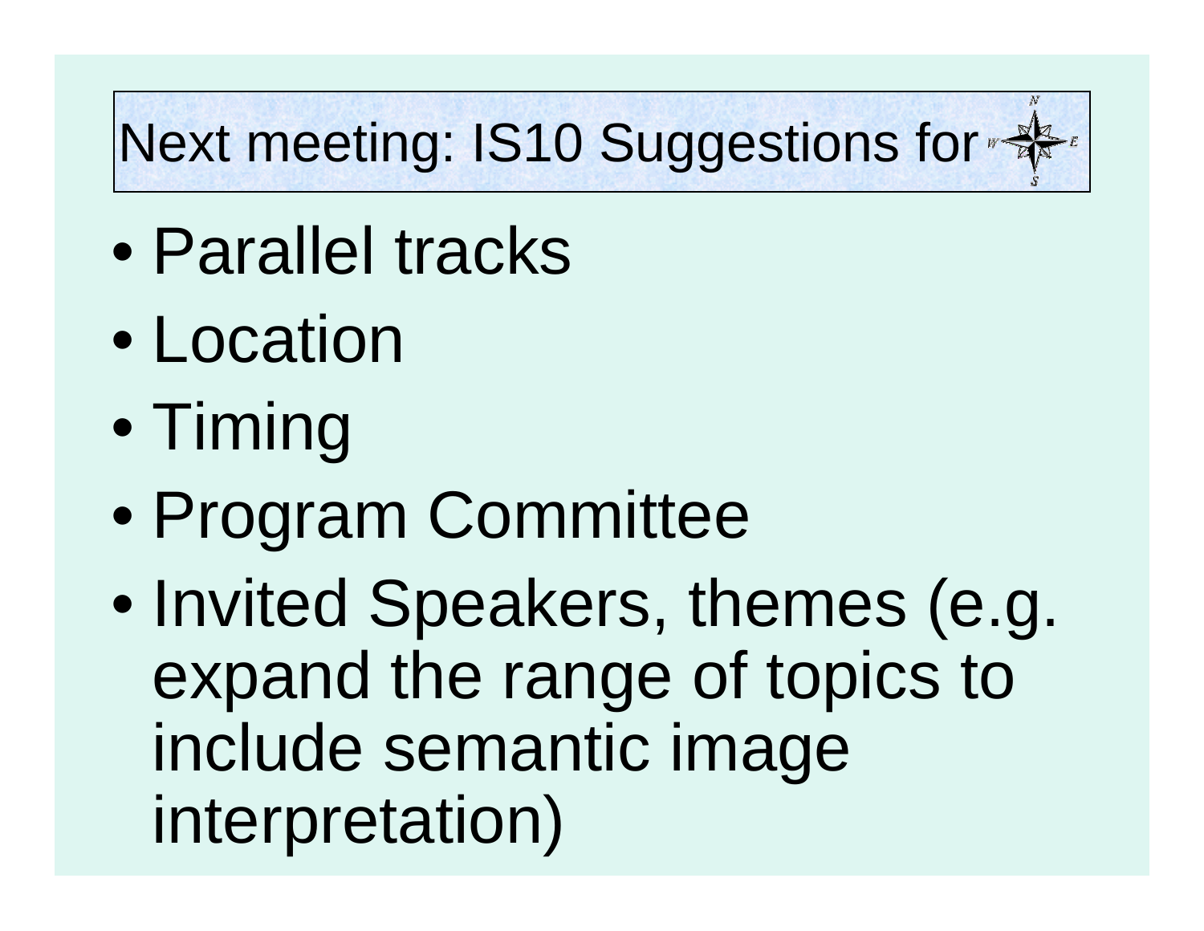## Next meeting: IS10 Suggestions for

- Parallel tracks
- Location
- Timing
- Program Committee
- Invited Speakers, themes (e.g. expand the range of topics to include semantic image interpretation)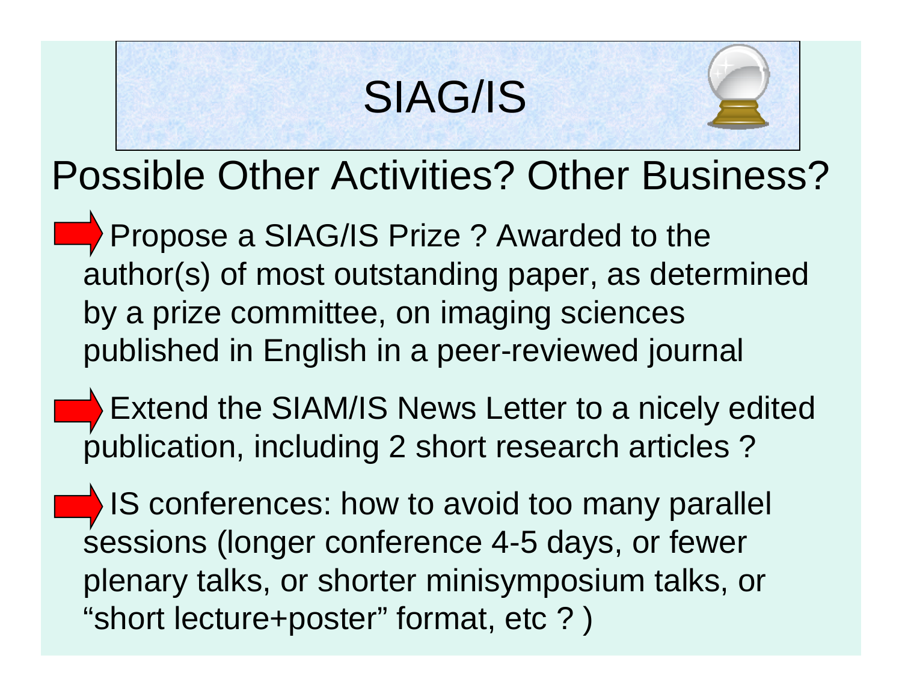# SIAG/IS

## Possible Other Activities? Other Business?

- Propose a SIAG/IS Prize ? Awarded to the author(s) of most outstanding paper, as determined by a prize committee, on imaging sciences published in English in a peer-reviewed journal
- Extend the SIAM/IS News Letter to a nicely edited publication, including 2 short research articles ?
- IS conferences: how to avoid too many parallel sessions (longer conference 4-5 days, or fewer plenary talks, or shorter minisymposium talks, or “short lecture+poster” format, etc ? )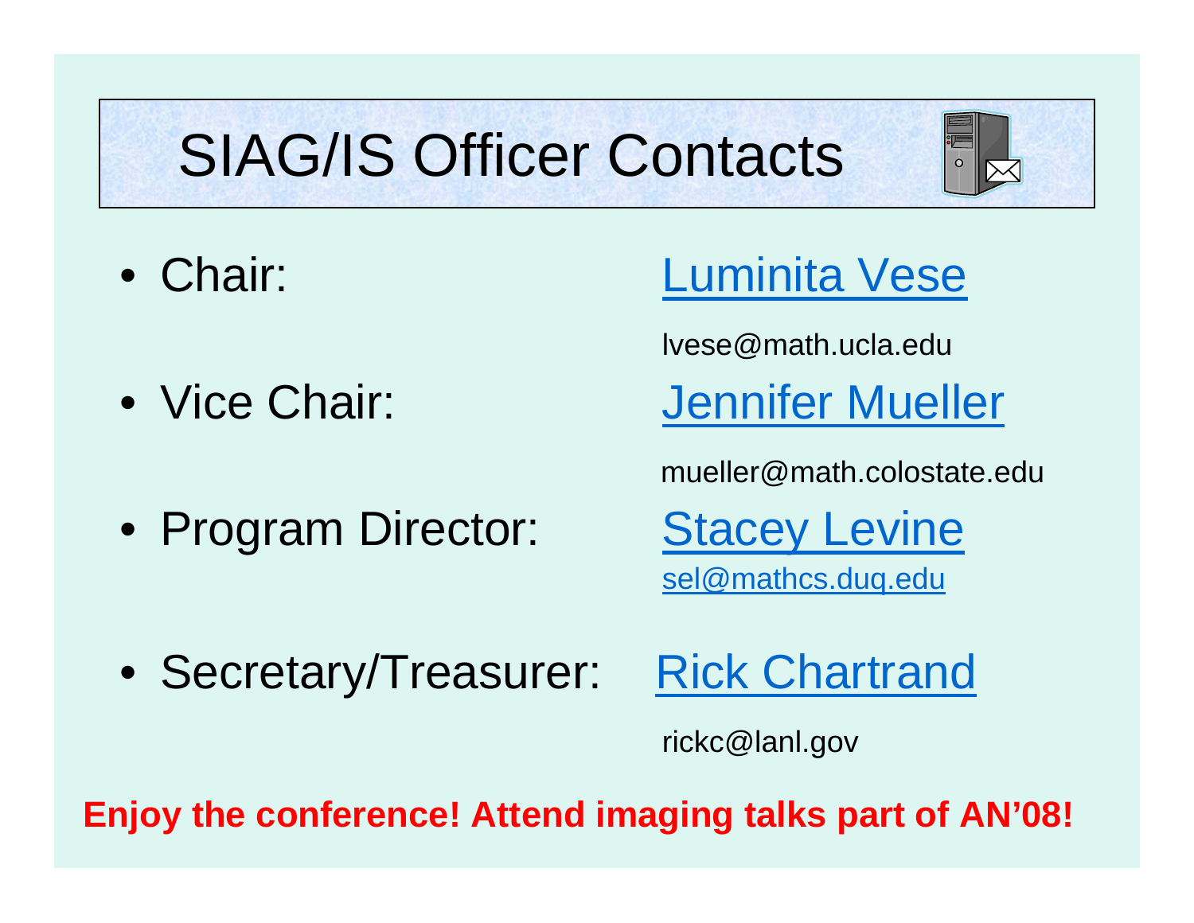# SIAG/IS Officer Contacts

- Chair: Luminita Vese

  lvese@math.ucla.edu

- Vice Chair: Jennifer Mueller

  mueller@math.colostate.edu

- Program Director: Stacey Levine

  sel@mathcs.duq.edu

- Secretary/Treasurer: Rick Chartrand

  rickc@lanl.gov

**Enjoy the conference! Attend imaging talks part of AN'08!**